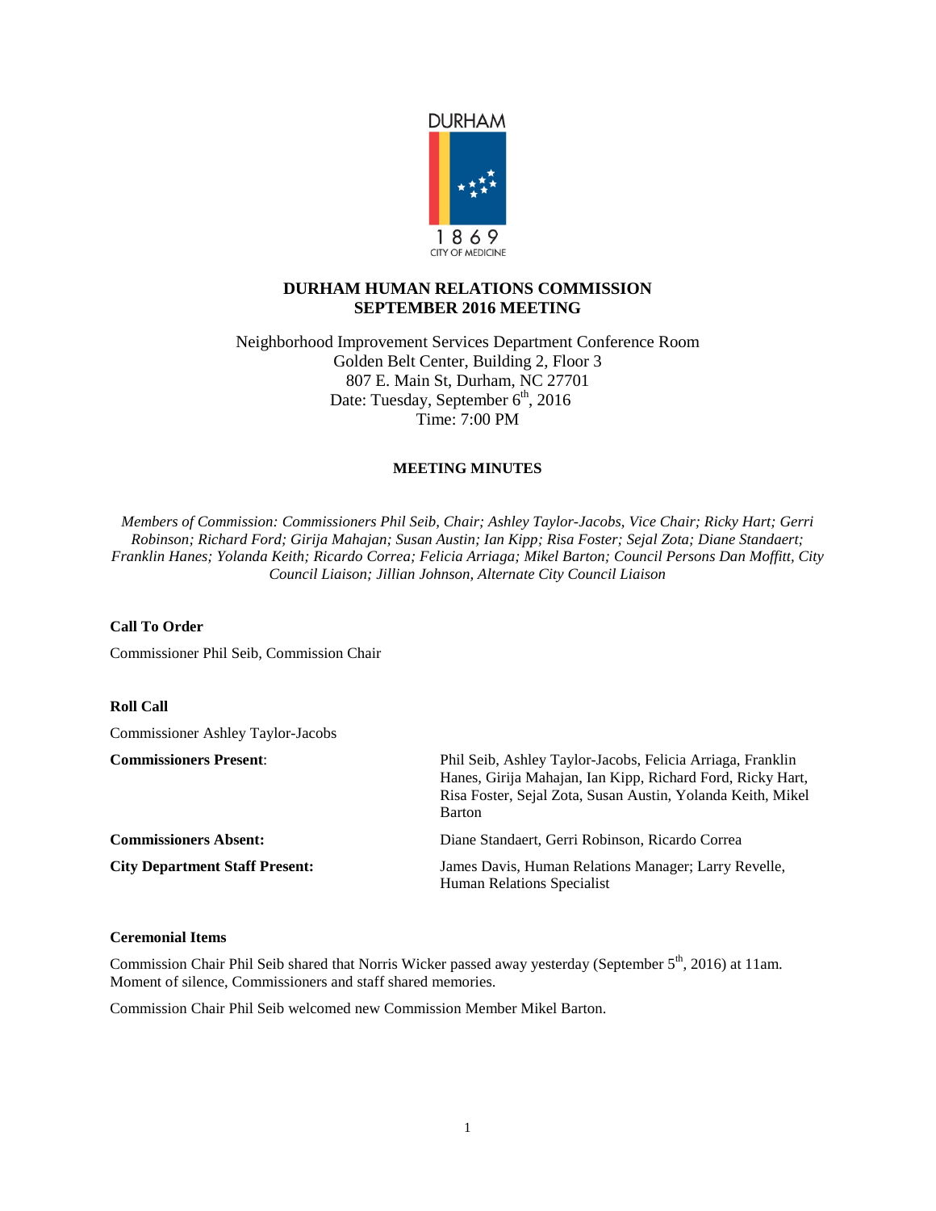DURHAM

1869

CITY OF MEDICINE

# DURHAM HUMAN RELATIONS COMMISSION
# SEPTEMBER 2016 MEETING

Neighborhood Improvement Services Department Conference Room
Golden Belt Center, Building 2, Floor 3
807 E. Main St, Durham, NC 27701
Date: Tuesday, September 6th, 2016
Time: 7:00 PM

## MEETING MINUTES

*Members of Commission: Commissioners Phil Seib, Chair; Ashley Taylor-Jacobs, Vice Chair; Ricky Hart; Gerri Robinson; Richard Ford; Girija Mahajan; Susan Austin; Ian Kipp; Risa Foster; Sejal Zota; Diane Standaert; Franklin Hanes; Yolanda Keith; Ricardo Correa; Felicia Arriaga; Mikel Barton; Council Persons Dan Moffitt, City Council Liaison; Jillian Johnson, Alternate City Council Liaison*

**Call To Order**

Commissioner Phil Seib, Commission Chair

**Roll Call**

Commissioner Ashley Taylor-Jacobs

| | |
|---|---|
| **Commissioners Present**: | Phil Seib, Ashley Taylor-Jacobs, Felicia Arriaga, Franklin Hanes, Girija Mahajan, Ian Kipp, Richard Ford, Ricky Hart, Risa Foster, Sejal Zota, Susan Austin, Yolanda Keith, Mikel Barton |
| **Commissioners Absent:** | Diane Standaert, Gerri Robinson, Ricardo Correa |
| **City Department Staff Present:** | James Davis, Human Relations Manager; Larry Revelle, Human Relations Specialist |

**Ceremonial Items**

Commission Chair Phil Seib shared that Norris Wicker passed away yesterday (September 5th, 2016) at 11am. Moment of silence, Commissioners and staff shared memories.

Commission Chair Phil Seib welcomed new Commission Member Mikel Barton.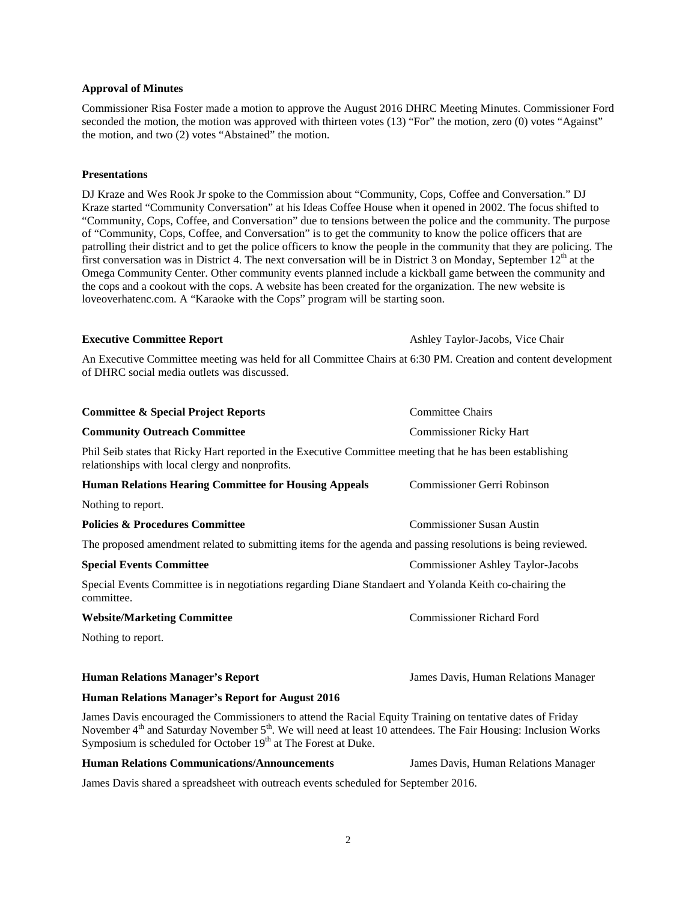**Approval of Minutes**

Commissioner Risa Foster made a motion to approve the August 2016 DHRC Meeting Minutes. Commissioner Ford seconded the motion, the motion was approved with thirteen votes (13) "For" the motion, zero (0) votes "Against" the motion, and two (2) votes "Abstained" the motion.

**Presentations**

DJ Kraze and Wes Rook Jr spoke to the Commission about "Community, Cops, Coffee and Conversation." DJ Kraze started "Community Conversation" at his Ideas Coffee House when it opened in 2002. The focus shifted to "Community, Cops, Coffee, and Conversation" due to tensions between the police and the community. The purpose of "Community, Cops, Coffee, and Conversation" is to get the community to know the police officers that are patrolling their district and to get the police officers to know the people in the community that they are policing. The first conversation was in District 4. The next conversation will be in District 3 on Monday, September 12th at the Omega Community Center. Other community events planned include a kickball game between the community and the cops and a cookout with the cops. A website has been created for the organization. The new website is loveoverhatenc.com. A "Karaoke with the Cops" program will be starting soon.

**Executive Committee Report** — Ashley Taylor-Jacobs, Vice Chair

An Executive Committee meeting was held for all Committee Chairs at 6:30 PM. Creation and content development of DHRC social media outlets was discussed.

**Committee & Special Project Reports** — Committee Chairs

**Community Outreach Committee** — Commissioner Ricky Hart

Phil Seib states that Ricky Hart reported in the Executive Committee meeting that he has been establishing relationships with local clergy and nonprofits.

**Human Relations Hearing Committee for Housing Appeals** — Commissioner Gerri Robinson

Nothing to report.

**Policies & Procedures Committee** — Commissioner Susan Austin

The proposed amendment related to submitting items for the agenda and passing resolutions is being reviewed.

**Special Events Committee** — Commissioner Ashley Taylor-Jacobs

Special Events Committee is in negotiations regarding Diane Standaert and Yolanda Keith co-chairing the committee.

**Website/Marketing Committee** — Commissioner Richard Ford

Nothing to report.

**Human Relations Manager's Report** — James Davis, Human Relations Manager

**Human Relations Manager's Report for August 2016**

James Davis encouraged the Commissioners to attend the Racial Equity Training on tentative dates of Friday November 4th and Saturday November 5th. We will need at least 10 attendees. The Fair Housing: Inclusion Works Symposium is scheduled for October 19th at The Forest at Duke.

**Human Relations Communications/Announcements** — James Davis, Human Relations Manager

James Davis shared a spreadsheet with outreach events scheduled for September 2016.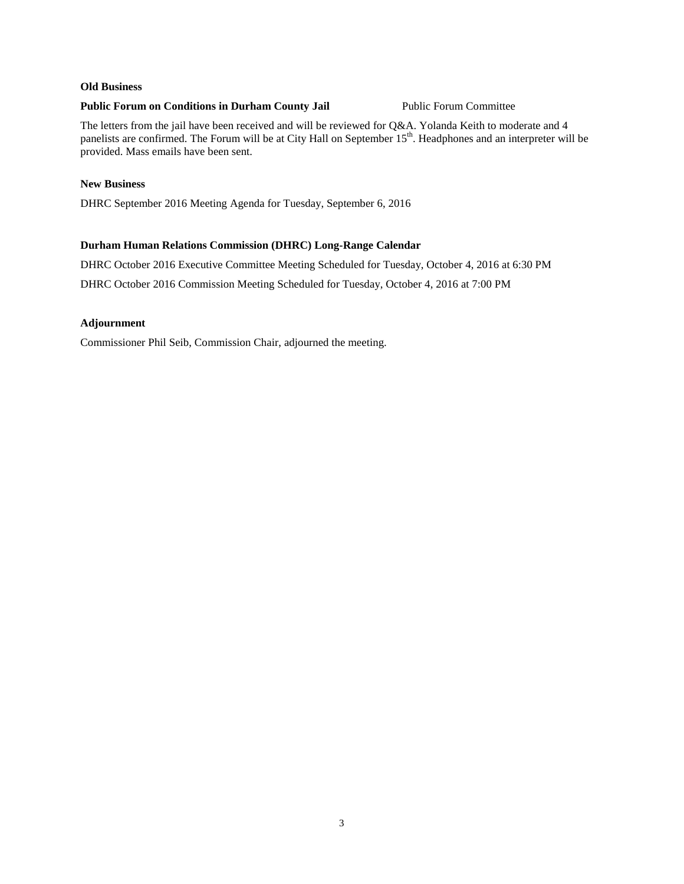**Old Business**

**Public Forum on Conditions in Durham County Jail** Public Forum Committee

The letters from the jail have been received and will be reviewed for Q&A. Yolanda Keith to moderate and 4 panelists are confirmed. The Forum will be at City Hall on September 15th. Headphones and an interpreter will be provided. Mass emails have been sent.

**New Business**

DHRC September 2016 Meeting Agenda for Tuesday, September 6, 2016

**Durham Human Relations Commission (DHRC) Long-Range Calendar**

DHRC October 2016 Executive Committee Meeting Scheduled for Tuesday, October 4, 2016 at 6:30 PM

DHRC October 2016 Commission Meeting Scheduled for Tuesday, October 4, 2016 at 7:00 PM

**Adjournment**

Commissioner Phil Seib, Commission Chair, adjourned the meeting.